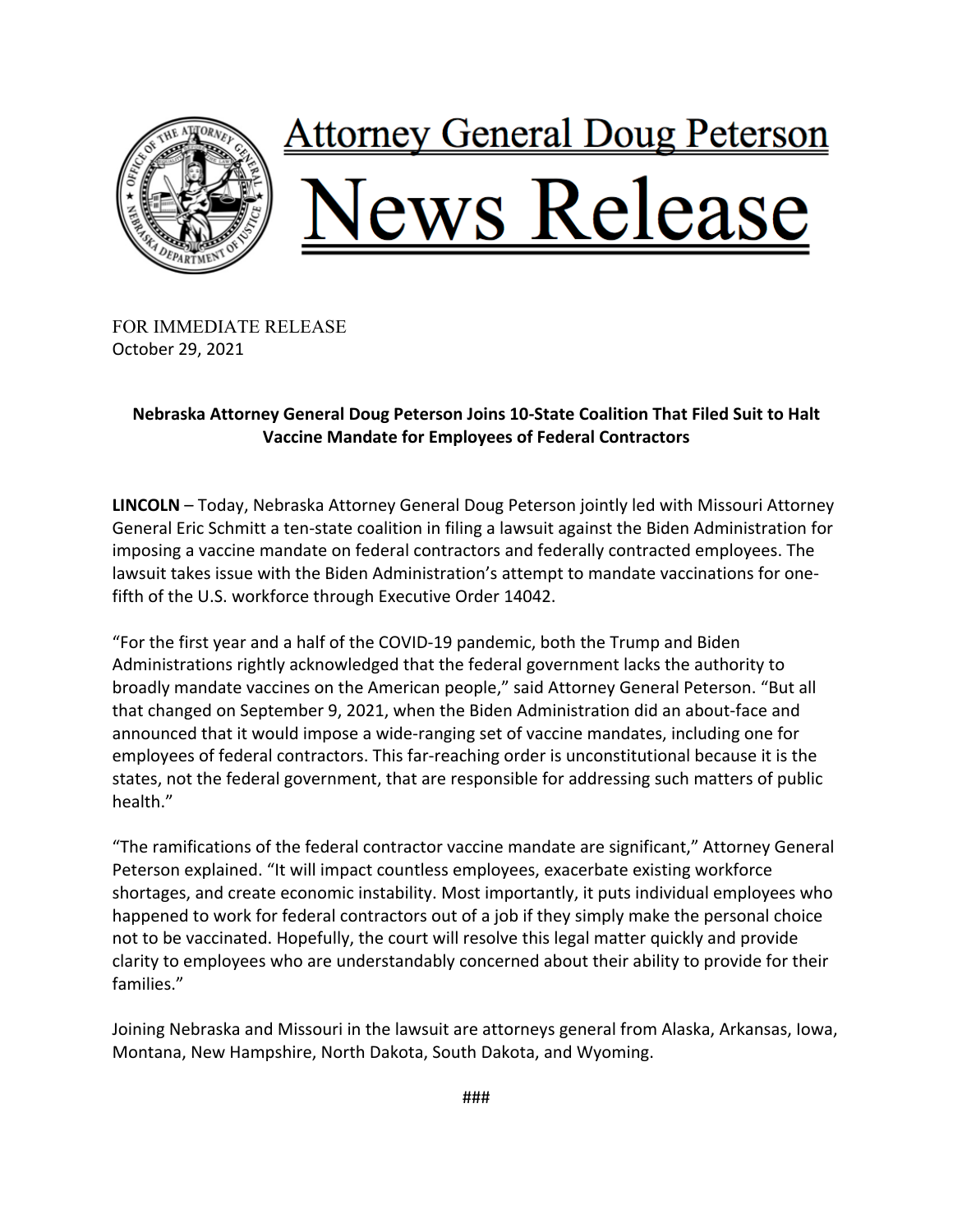# Attorney General Doug Peterson

# News Release

FOR IMMEDIATE RELEASE
October 29, 2021

**Nebraska Attorney General Doug Peterson Joins 10-State Coalition That Filed Suit to Halt Vaccine Mandate for Employees of Federal Contractors**

**LINCOLN** – Today, Nebraska Attorney General Doug Peterson jointly led with Missouri Attorney General Eric Schmitt a ten-state coalition in filing a lawsuit against the Biden Administration for imposing a vaccine mandate on federal contractors and federally contracted employees. The lawsuit takes issue with the Biden Administration's attempt to mandate vaccinations for one-fifth of the U.S. workforce through Executive Order 14042.

"For the first year and a half of the COVID-19 pandemic, both the Trump and Biden Administrations rightly acknowledged that the federal government lacks the authority to broadly mandate vaccines on the American people," said Attorney General Peterson. "But all that changed on September 9, 2021, when the Biden Administration did an about-face and announced that it would impose a wide-ranging set of vaccine mandates, including one for employees of federal contractors. This far-reaching order is unconstitutional because it is the states, not the federal government, that are responsible for addressing such matters of public health."

"The ramifications of the federal contractor vaccine mandate are significant," Attorney General Peterson explained. "It will impact countless employees, exacerbate existing workforce shortages, and create economic instability. Most importantly, it puts individual employees who happened to work for federal contractors out of a job if they simply make the personal choice not to be vaccinated. Hopefully, the court will resolve this legal matter quickly and provide clarity to employees who are understandably concerned about their ability to provide for their families."

Joining Nebraska and Missouri in the lawsuit are attorneys general from Alaska, Arkansas, Iowa, Montana, New Hampshire, North Dakota, South Dakota, and Wyoming.

###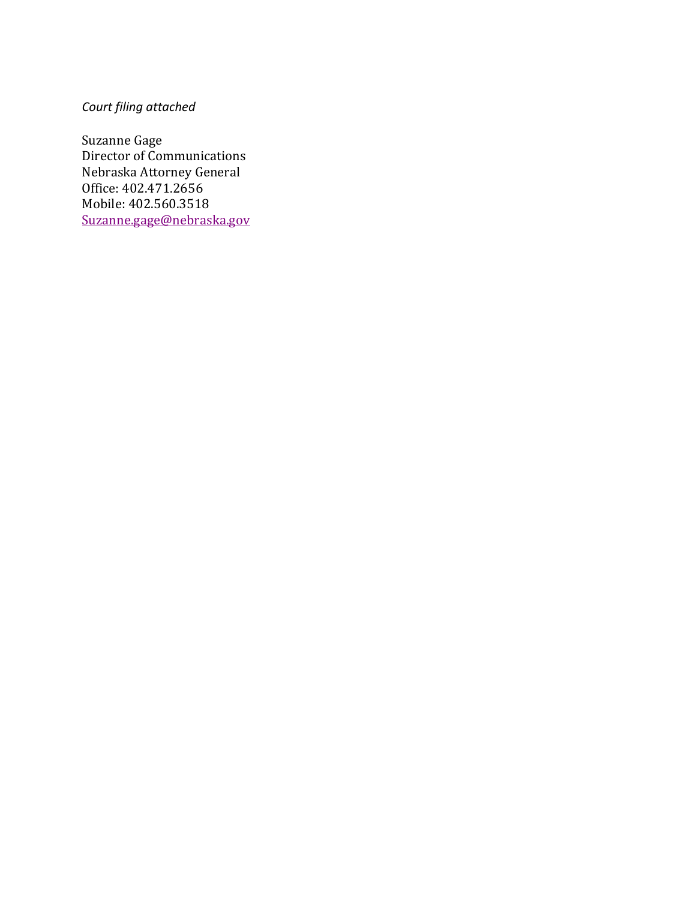*Court filing attached*

Suzanne Gage
Director of Communications
Nebraska Attorney General
Office: 402.471.2656
Mobile: 402.560.3518
Suzanne.gage@nebraska.gov